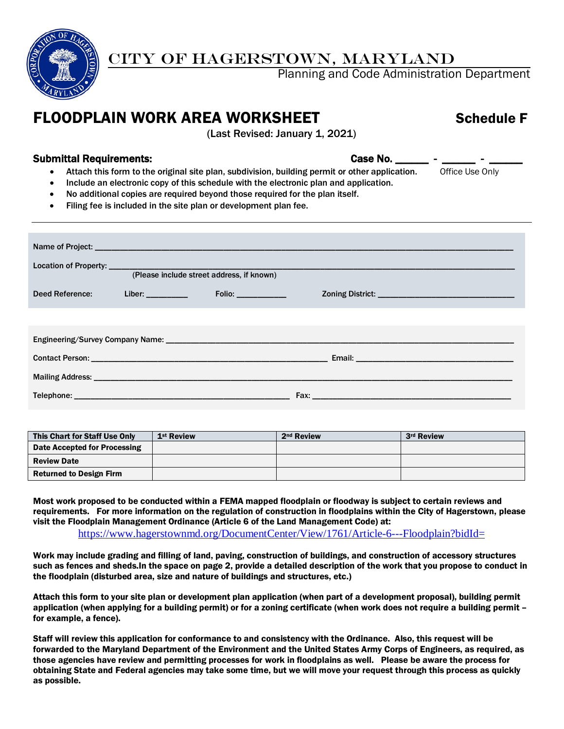# CITY OF HAGERSTOWN, MARYLAND

Planning and Code Administration Department

# FLOODPLAIN WORK AREA WORKSHEET

**Schedule F**

(Last Revised: January 1, 2021)

**Submittal Requirements:**

**Case No. ______ - ______ - ______**
Office Use Only

- Attach this form to the original site plan, subdivision, building permit or other application.
- Include an electronic copy of this schedule with the electronic plan and application.
- No additional copies are required beyond those required for the plan itself.
- Filing fee is included in the site plan or development plan fee.

---

Name of Project: ______________________________________________________________________________

Location of Property: ___________________________________________________________________________
(Please include street address, if known)

Deed Reference: Liber: __________ Folio: ____________ Zoning District: ________________________________

Engineering/Survey Company Name: ______________________________________________________________

Contact Person: _____________________________________________ Email: ____________________________

Mailing Address: ______________________________________________________________________________

Telephone: __________________________________________ Fax: _________________________________________

| This Chart for Staff Use Only | 1st Review | 2nd Review | 3rd Review |
|---|---|---|---|
| Date Accepted for Processing | | | |
| Review Date | | | |
| Returned to Design Firm | | | |

**Most work proposed to be conducted within a FEMA mapped floodplain or floodway is subject to certain reviews and requirements. For more information on the regulation of construction in floodplains within the City of Hagerstown, please visit the Floodplain Management Ordinance (Article 6 of the Land Management Code) at:**

https://www.hagerstownmd.org/DocumentCenter/View/1761/Article-6---Floodplain?bidId=

**Work may include grading and filling of land, paving, construction of buildings, and construction of accessory structures such as fences and sheds.In the space on page 2, provide a detailed description of the work that you propose to conduct in the floodplain (disturbed area, size and nature of buildings and structures, etc.)**

**Attach this form to your site plan or development plan application (when part of a development proposal), building permit application (when applying for a building permit) or for a zoning certificate (when work does not require a building permit – for example, a fence).**

**Staff will review this application for conformance to and consistency with the Ordinance. Also, this request will be forwarded to the Maryland Department of the Environment and the United States Army Corps of Engineers, as required, as those agencies have review and permitting processes for work in floodplains as well. Please be aware the process for obtaining State and Federal agencies may take some time, but we will move your request through this process as quickly as possible.**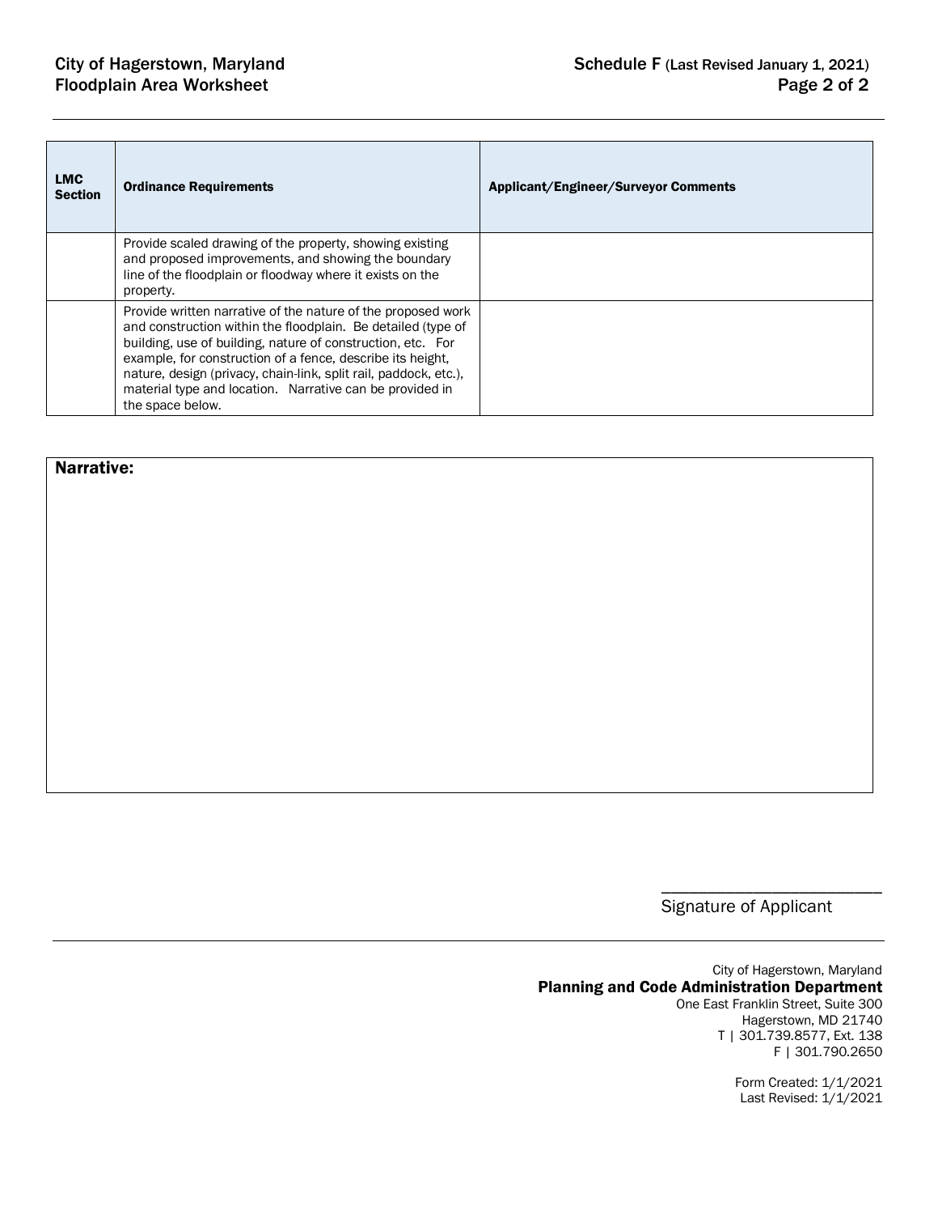| LMC Section | Ordinance Requirements | Applicant/Engineer/Surveyor Comments |
|---|---|---|
| | Provide scaled drawing of the property, showing existing and proposed improvements, and showing the boundary line of the floodplain or floodway where it exists on the property. | |
| | Provide written narrative of the nature of the proposed work and construction within the floodplain. Be detailed (type of building, use of building, nature of construction, etc. For example, for construction of a fence, describe its height, nature, design (privacy, chain-link, split rail, paddock, etc.), material type and location. Narrative can be provided in the space below. | |

**Narrative:**

\_\_\_\_\_\_\_\_\_\_\_\_\_\_\_\_\_\_\_\_\_\_\_\_

Signature of Applicant

City of Hagerstown, Maryland
**Planning and Code Administration Department**
One East Franklin Street, Suite 300
Hagerstown, MD 21740
T | 301.739.8577, Ext. 138
F | 301.790.2650

Form Created: 1/1/2021
Last Revised: 1/1/2021